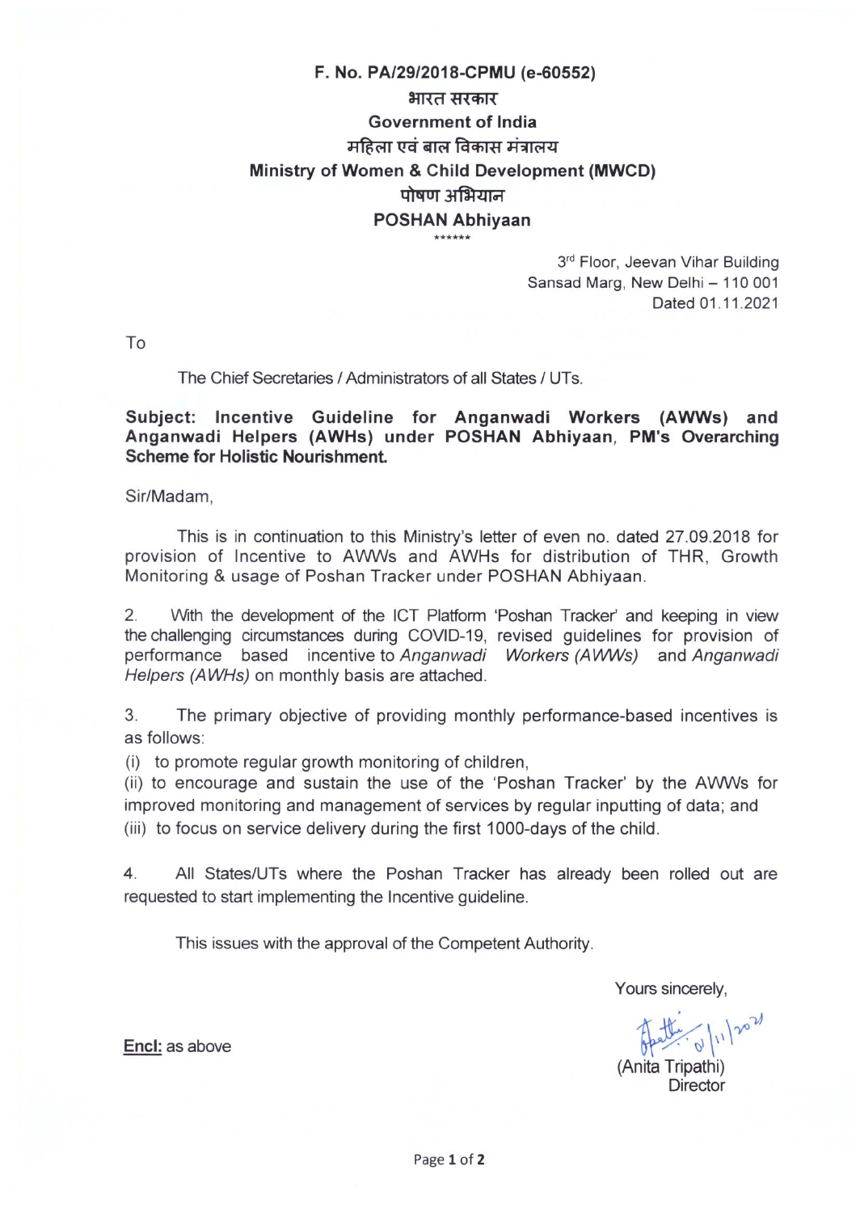**F. No. PA/29/2018-CPMU (e-60552)**

**भारत सरकार**

**Government of India**

**महिला एवं बाल विकास मंत्रालय**

**Ministry of Women & Child Development (MWCD)**

**पोषण अभियान**

**POSHAN Abhiyaan**

\*\*\*\*\*\*

3rd Floor, Jeevan Vihar Building
Sansad Marg, New Delhi – 110 001
Dated 01.11.2021

To

The Chief Secretaries / Administrators of all States / UTs.

**Subject: Incentive Guideline for Anganwadi Workers (AWWs) and Anganwadi Helpers (AWHs) under POSHAN Abhiyaan, PM's Overarching Scheme for Holistic Nourishment.**

Sir/Madam,

This is in continuation to this Ministry's letter of even no. dated 27.09.2018 for provision of Incentive to AWWs and AWHs for distribution of THR, Growth Monitoring & usage of Poshan Tracker under POSHAN Abhiyaan.

2. With the development of the ICT Platform 'Poshan Tracker' and keeping in view the challenging circumstances during COVID-19, revised guidelines for provision of performance based incentive to *Anganwadi Workers (AWWs)* and *Anganwadi Helpers (AWHs)* on monthly basis are attached.

3. The primary objective of providing monthly performance-based incentives is as follows:

(i) to promote regular growth monitoring of children,

(ii) to encourage and sustain the use of the 'Poshan Tracker' by the AWWs for improved monitoring and management of services by regular inputting of data; and

(iii) to focus on service delivery during the first 1000-days of the child.

4. All States/UTs where the Poshan Tracker has already been rolled out are requested to start implementing the Incentive guideline.

This issues with the approval of the Competent Authority.

Yours sincerely,

01/11/2021

(Anita Tripathi)
Director

**Encl:** as above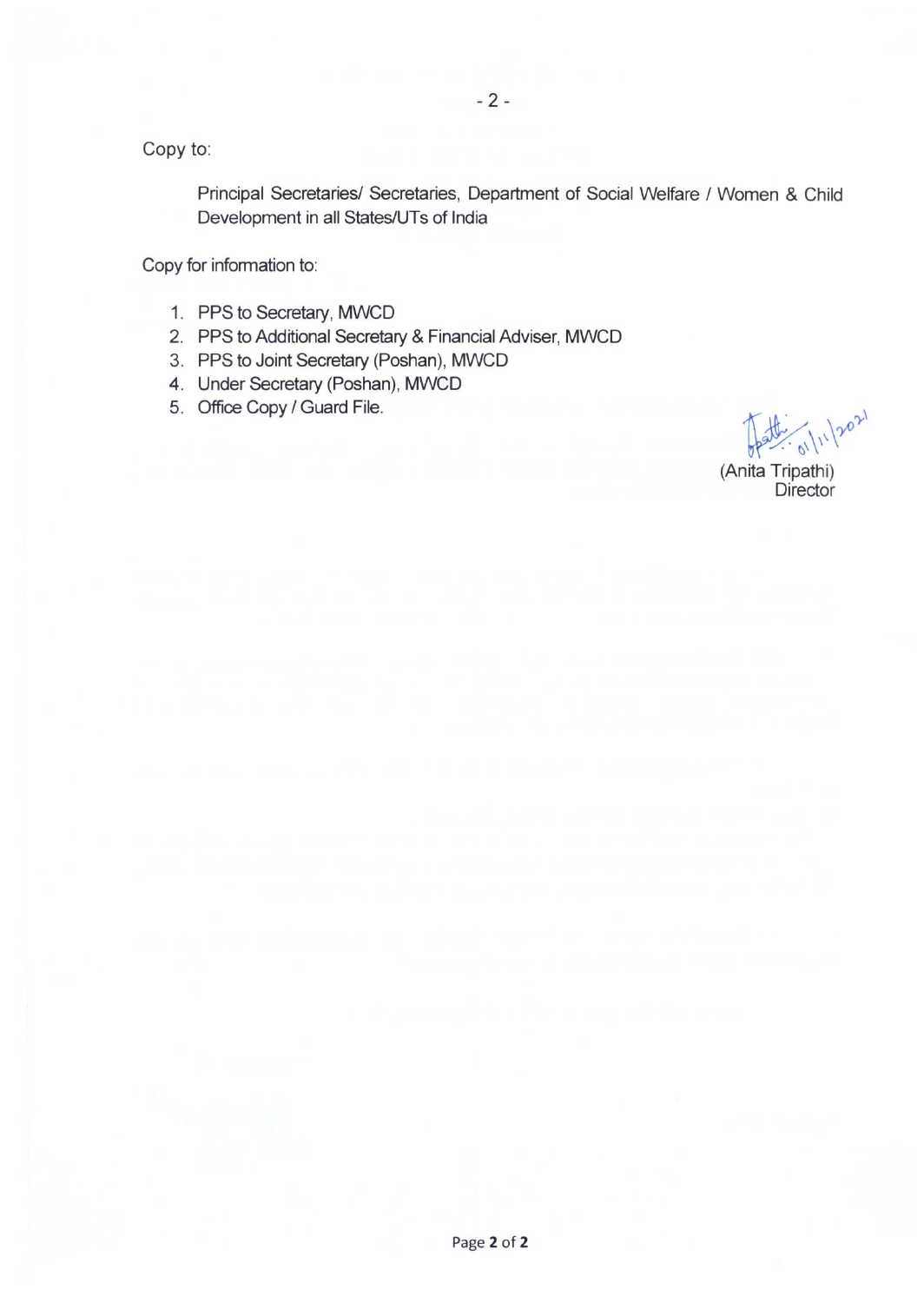Copy to:

Principal Secretaries/ Secretaries, Department of Social Welfare / Women & Child Development in all States/UTs of India

Copy for information to:

1. PPS to Secretary, MWCD
2. PPS to Additional Secretary & Financial Adviser, MWCD
3. PPS to Joint Secretary (Poshan), MWCD
4. Under Secretary (Poshan), MWCD
5. Office Copy / Guard File.

01/11/2021

(Anita Tripathi)
Director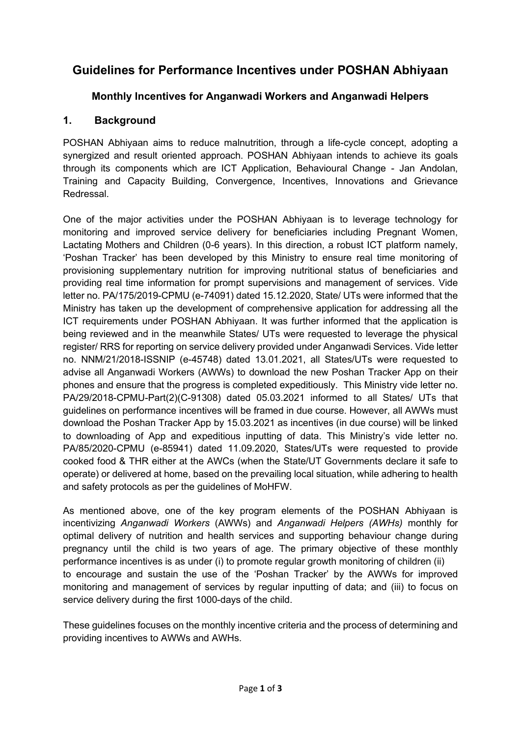# Guidelines for Performance Incentives under POSHAN Abhiyaan

## Monthly Incentives for Anganwadi Workers and Anganwadi Helpers

## 1. Background

POSHAN Abhiyaan aims to reduce malnutrition, through a life-cycle concept, adopting a synergized and result oriented approach. POSHAN Abhiyaan intends to achieve its goals through its components which are ICT Application, Behavioural Change - Jan Andolan, Training and Capacity Building, Convergence, Incentives, Innovations and Grievance Redressal.

One of the major activities under the POSHAN Abhiyaan is to leverage technology for monitoring and improved service delivery for beneficiaries including Pregnant Women, Lactating Mothers and Children (0-6 years). In this direction, a robust ICT platform namely, 'Poshan Tracker' has been developed by this Ministry to ensure real time monitoring of provisioning supplementary nutrition for improving nutritional status of beneficiaries and providing real time information for prompt supervisions and management of services. Vide letter no. PA/175/2019-CPMU (e-74091) dated 15.12.2020, State/ UTs were informed that the Ministry has taken up the development of comprehensive application for addressing all the ICT requirements under POSHAN Abhiyaan. It was further informed that the application is being reviewed and in the meanwhile States/ UTs were requested to leverage the physical register/ RRS for reporting on service delivery provided under Anganwadi Services. Vide letter no. NNM/21/2018-ISSNIP (e-45748) dated 13.01.2021, all States/UTs were requested to advise all Anganwadi Workers (AWWs) to download the new Poshan Tracker App on their phones and ensure that the progress is completed expeditiously. This Ministry vide letter no. PA/29/2018-CPMU-Part(2)(C-91308) dated 05.03.2021 informed to all States/ UTs that guidelines on performance incentives will be framed in due course. However, all AWWs must download the Poshan Tracker App by 15.03.2021 as incentives (in due course) will be linked to downloading of App and expeditious inputting of data. This Ministry's vide letter no. PA/85/2020-CPMU (e-85941) dated 11.09.2020, States/UTs were requested to provide cooked food & THR either at the AWCs (when the State/UT Governments declare it safe to operate) or delivered at home, based on the prevailing local situation, while adhering to health and safety protocols as per the guidelines of MoHFW.

As mentioned above, one of the key program elements of the POSHAN Abhiyaan is incentivizing *Anganwadi Workers* (AWWs) and *Anganwadi Helpers (AWHs)* monthly for optimal delivery of nutrition and health services and supporting behaviour change during pregnancy until the child is two years of age. The primary objective of these monthly performance incentives is as under (i) to promote regular growth monitoring of children (ii) to encourage and sustain the use of the 'Poshan Tracker' by the AWWs for improved monitoring and management of services by regular inputting of data; and (iii) to focus on service delivery during the first 1000-days of the child.

These guidelines focuses on the monthly incentive criteria and the process of determining and providing incentives to AWWs and AWHs.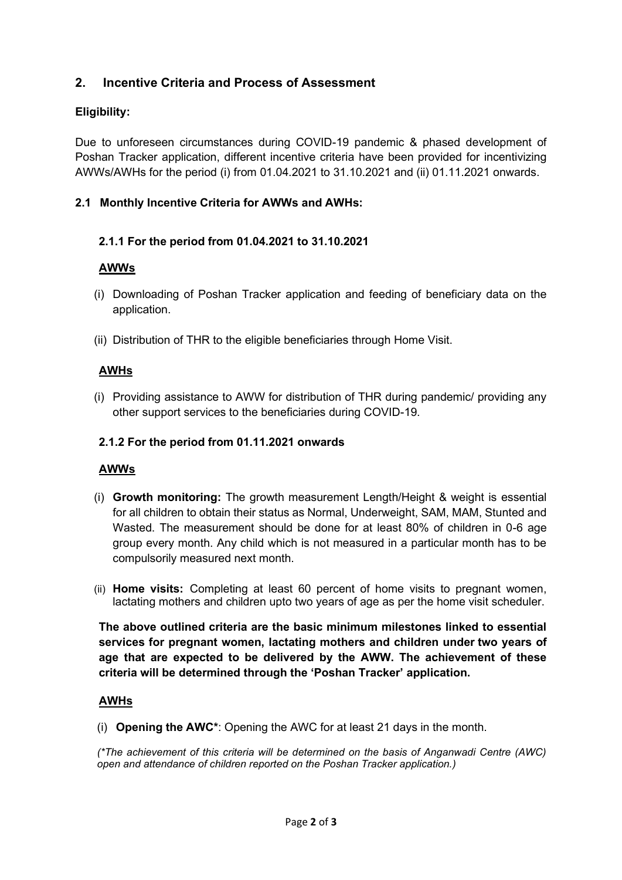## 2. Incentive Criteria and Process of Assessment

**Eligibility:**

Due to unforeseen circumstances during COVID-19 pandemic & phased development of Poshan Tracker application, different incentive criteria have been provided for incentivizing AWWs/AWHs for the period (i) from 01.04.2021 to 31.10.2021 and (ii) 01.11.2021 onwards.

### 2.1 Monthly Incentive Criteria for AWWs and AWHs:

#### 2.1.1 For the period from 01.04.2021 to 31.10.2021

**<u>AWWs</u>**

(i) Downloading of Poshan Tracker application and feeding of beneficiary data on the application.

(ii) Distribution of THR to the eligible beneficiaries through Home Visit.

**<u>AWHs</u>**

(i) Providing assistance to AWW for distribution of THR during pandemic/ providing any other support services to the beneficiaries during COVID-19.

#### 2.1.2 For the period from 01.11.2021 onwards

**<u>AWWs</u>**

(i) **Growth monitoring:** The growth measurement Length/Height & weight is essential for all children to obtain their status as Normal, Underweight, SAM, MAM, Stunted and Wasted. The measurement should be done for at least 80% of children in 0-6 age group every month. Any child which is not measured in a particular month has to be compulsorily measured next month.

(ii) **Home visits:** Completing at least 60 percent of home visits to pregnant women, lactating mothers and children upto two years of age as per the home visit scheduler.

**The above outlined criteria are the basic minimum milestones linked to essential services for pregnant women, lactating mothers and children under two years of age that are expected to be delivered by the AWW. The achievement of these criteria will be determined through the 'Poshan Tracker' application.**

**<u>AWHs</u>**

(i) **Opening the AWC***: Opening the AWC for at least 21 days in the month.

*(*The achievement of this criteria will be determined on the basis of Anganwadi Centre (AWC) open and attendance of children reported on the Poshan Tracker application.)*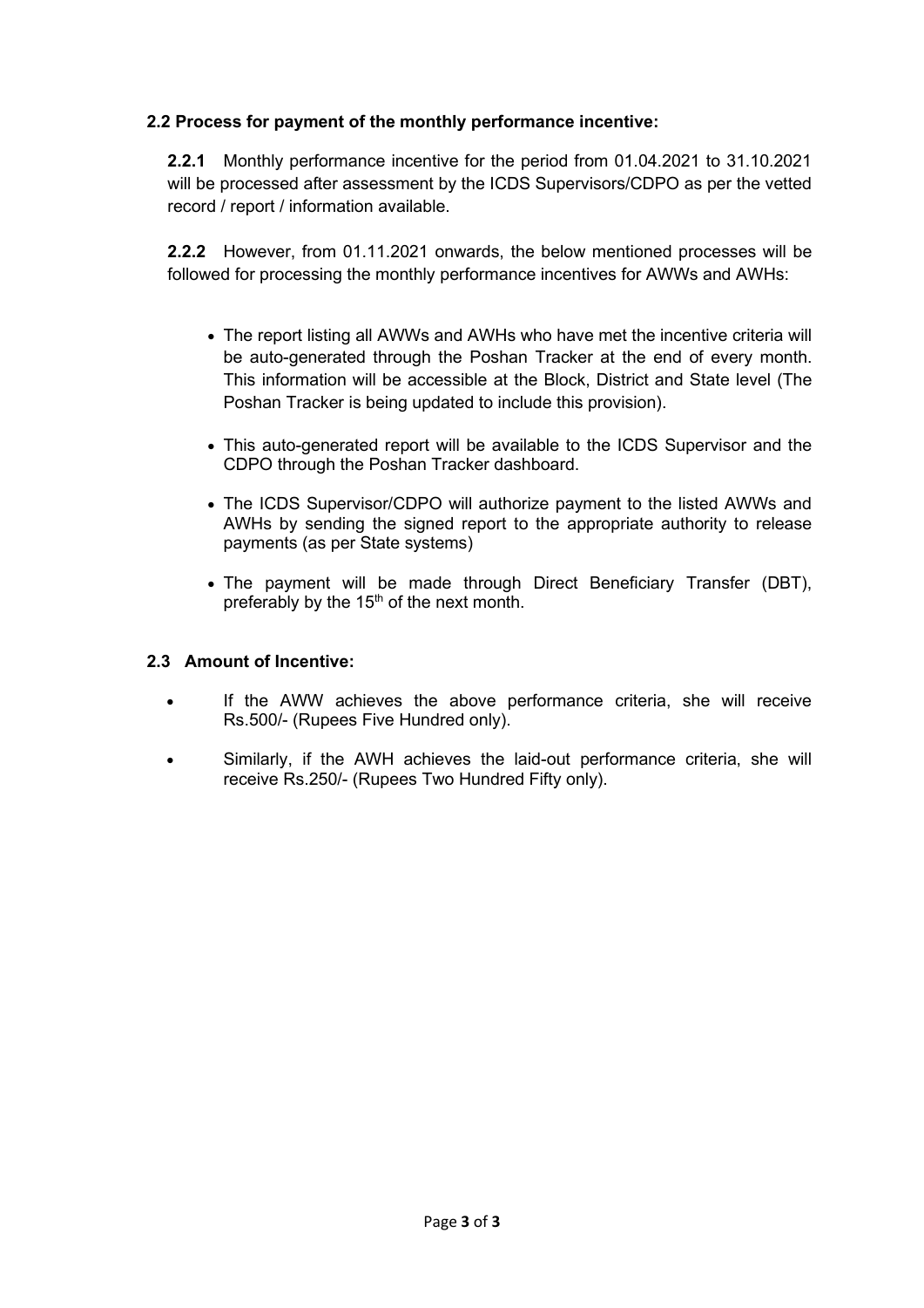### 2.2 Process for payment of the monthly performance incentive:

**2.2.1** Monthly performance incentive for the period from 01.04.2021 to 31.10.2021 will be processed after assessment by the ICDS Supervisors/CDPO as per the vetted record / report / information available.

**2.2.2** However, from 01.11.2021 onwards, the below mentioned processes will be followed for processing the monthly performance incentives for AWWs and AWHs:

- The report listing all AWWs and AWHs who have met the incentive criteria will be auto-generated through the Poshan Tracker at the end of every month. This information will be accessible at the Block, District and State level (The Poshan Tracker is being updated to include this provision).
- This auto-generated report will be available to the ICDS Supervisor and the CDPO through the Poshan Tracker dashboard.
- The ICDS Supervisor/CDPO will authorize payment to the listed AWWs and AWHs by sending the signed report to the appropriate authority to release payments (as per State systems)
- The payment will be made through Direct Beneficiary Transfer (DBT), preferably by the 15th of the next month.

### 2.3 Amount of Incentive:

- If the AWW achieves the above performance criteria, she will receive Rs.500/- (Rupees Five Hundred only).
- Similarly, if the AWH achieves the laid-out performance criteria, she will receive Rs.250/- (Rupees Two Hundred Fifty only).